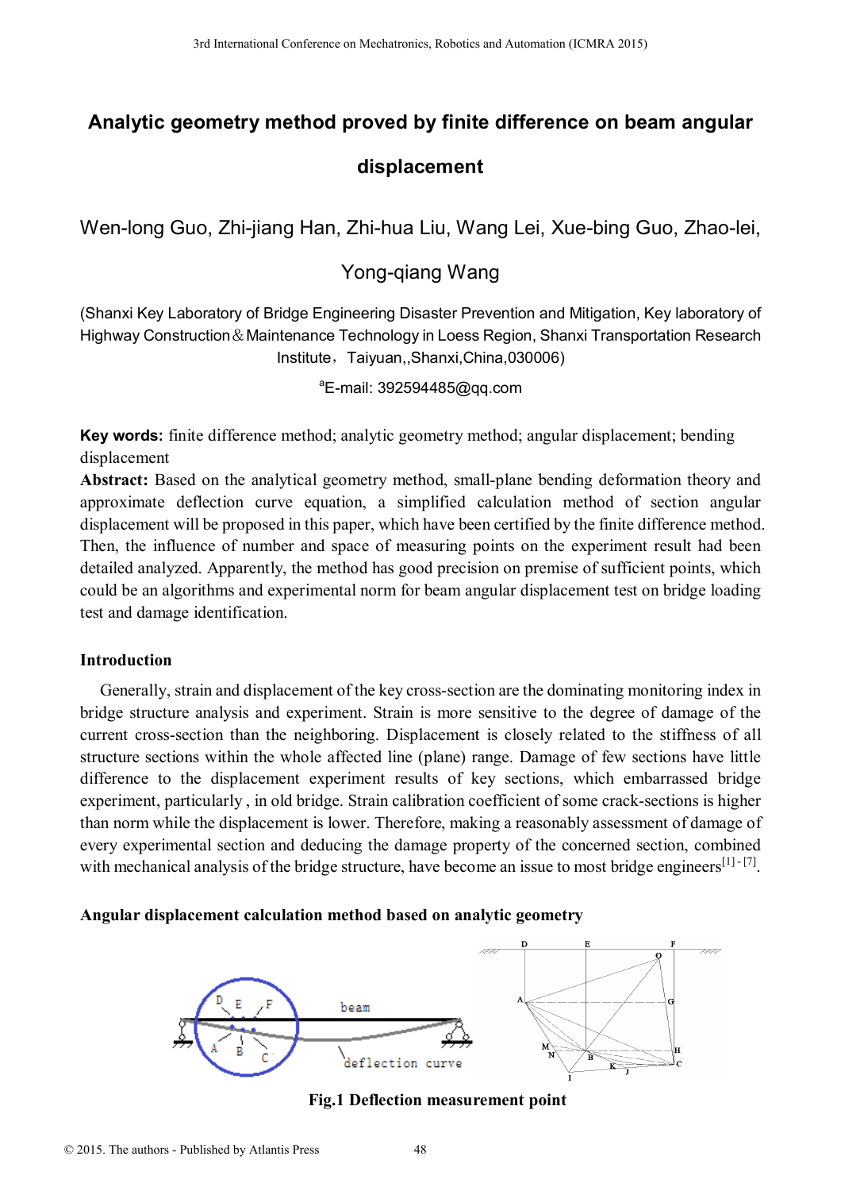# Analytic geometry method proved by finite difference on beam angular displacement

Wen-long Guo, Zhi-jiang Han, Zhi-hua Liu, Wang Lei, Xue-bing Guo, Zhao-lei, Yong-qiang Wang

(Shanxi Key Laboratory of Bridge Engineering Disaster Prevention and Mitigation, Key laboratory of Highway Construction＆Maintenance Technology in Loess Region, Shanxi Transportation Research Institute，Taiyuan,,Shanxi,China,030006)

[a]E-mail: 392594485@qq.com

**Key words:** finite difference method; analytic geometry method; angular displacement; bending displacement

**Abstract:** Based on the analytical geometry method, small-plane bending deformation theory and approximate deflection curve equation, a simplified calculation method of section angular displacement will be proposed in this paper, which have been certified by the finite difference method. Then, the influence of number and space of measuring points on the experiment result had been detailed analyzed. Apparently, the method has good precision on premise of sufficient points, which could be an algorithms and experimental norm for beam angular displacement test on bridge loading test and damage identification.

## Introduction

Generally, strain and displacement of the key cross-section are the dominating monitoring index in bridge structure analysis and experiment. Strain is more sensitive to the degree of damage of the current cross-section than the neighboring. Displacement is closely related to the stiffness of all structure sections within the whole affected line (plane) range. Damage of few sections have little difference to the displacement experiment results of key sections, which embarrassed bridge experiment, particularly , in old bridge. Strain calibration coefficient of some crack-sections is higher than norm while the displacement is lower. Therefore, making a reasonably assessment of damage of every experimental section and deducing the damage property of the concerned section, combined with mechanical analysis of the bridge structure, have become an issue to most bridge engineers[1]-[7].

## Angular displacement calculation method based on analytic geometry

**Fig.1 Deflection measurement point**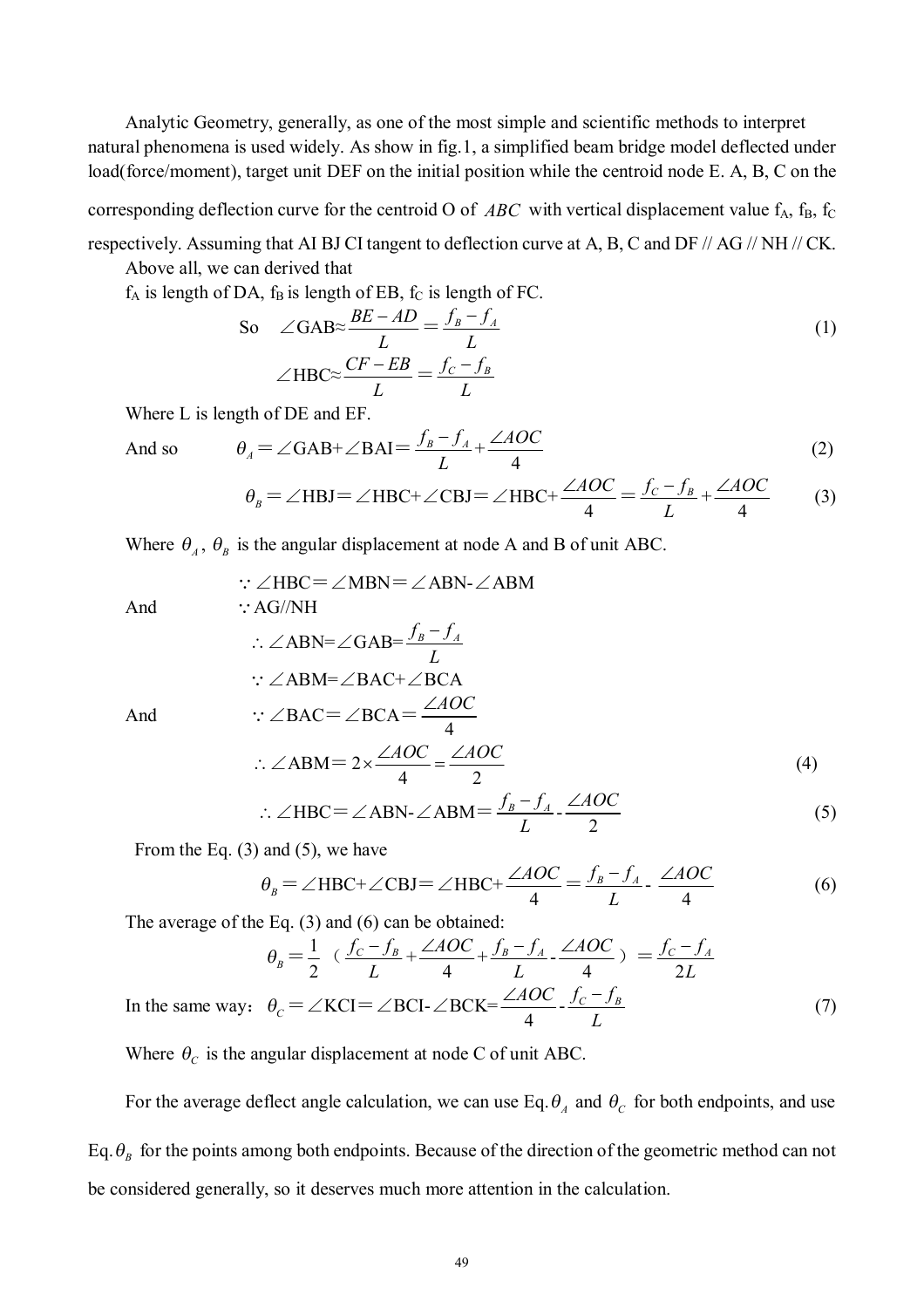Analytic Geometry, generally, as one of the most simple and scientific methods to interpret natural phenomena is used widely. As show in fig.1, a simplified beam bridge model deflected under load(force/moment), target unit DEF on the initial position while the centroid node E. A, B, C on the corresponding deflection curve for the centroid O of $ABC$ with vertical displacement value $f_A$, $f_B$, $f_C$ respectively. Assuming that AI BJ CI tangent to deflection curve at A, B, C and DF // AG // NH // CK.

Above all, we can derived that

$f_A$ is length of DA, $f_B$ is length of EB, $f_C$ is length of FC.

$$\text{So} \quad \angle GAB \approx \frac{BE-AD}{L} = \frac{f_B - f_A}{L} \tag{1}$$

$$\angle HBC \approx \frac{CF-EB}{L} = \frac{f_C - f_B}{L}$$

Where L is length of DE and EF.

$$\text{And so} \quad \theta_A = \angle GAB + \angle BAI = \frac{f_B - f_A}{L} + \frac{\angle AOC}{4} \tag{2}$$

$$\theta_B = \angle HBJ = \angle HBC + \angle CBJ = \angle HBC + \frac{\angle AOC}{4} = \frac{f_C - f_B}{L} + \frac{\angle AOC}{4} \tag{3}$$

Where $\theta_A$, $\theta_B$ is the angular displacement at node A and B of unit ABC.

$$\because \angle HBC = \angle MBN = \angle ABN - \angle ABM$$

And $\quad \because$ AG//NH

$$\therefore \angle ABN = \angle GAB = \frac{f_B - f_A}{L}$$

$$\because \angle ABM = \angle BAC + \angle BCA$$

And $\quad \because \angle BAC = \angle BCA = \dfrac{\angle AOC}{4}$

$$\therefore \angle ABM = 2 \times \frac{\angle AOC}{4} = \frac{\angle AOC}{2} \tag{4}$$

$$\therefore \angle HBC = \angle ABN - \angle ABM = \frac{f_B - f_A}{L} - \frac{\angle AOC}{2} \tag{5}$$

From the Eq. (3) and (5), we have

$$\theta_B = \angle HBC + \angle CBJ = \angle HBC + \frac{\angle AOC}{4} = \frac{f_B - f_A}{L} - \frac{\angle AOC}{4} \tag{6}$$

The average of the Eq. (3) and (6) can be obtained:

$$\theta_B = \frac{1}{2}\left(\frac{f_C - f_B}{L} + \frac{\angle AOC}{4} + \frac{f_B - f_A}{L} - \frac{\angle AOC}{4}\right) = \frac{f_C - f_A}{2L}$$

In the same way: $\theta_C = \angle KCI = \angle BCI - \angle BCK = \dfrac{\angle AOC}{4} - \dfrac{f_C - f_B}{L}$ (7)

Where $\theta_C$ is the angular displacement at node C of unit ABC.

For the average deflect angle calculation, we can use Eq. $\theta_A$ and $\theta_C$ for both endpoints, and use Eq. $\theta_B$ for the points among both endpoints. Because of the direction of the geometric method can not be considered generally, so it deserves much more attention in the calculation.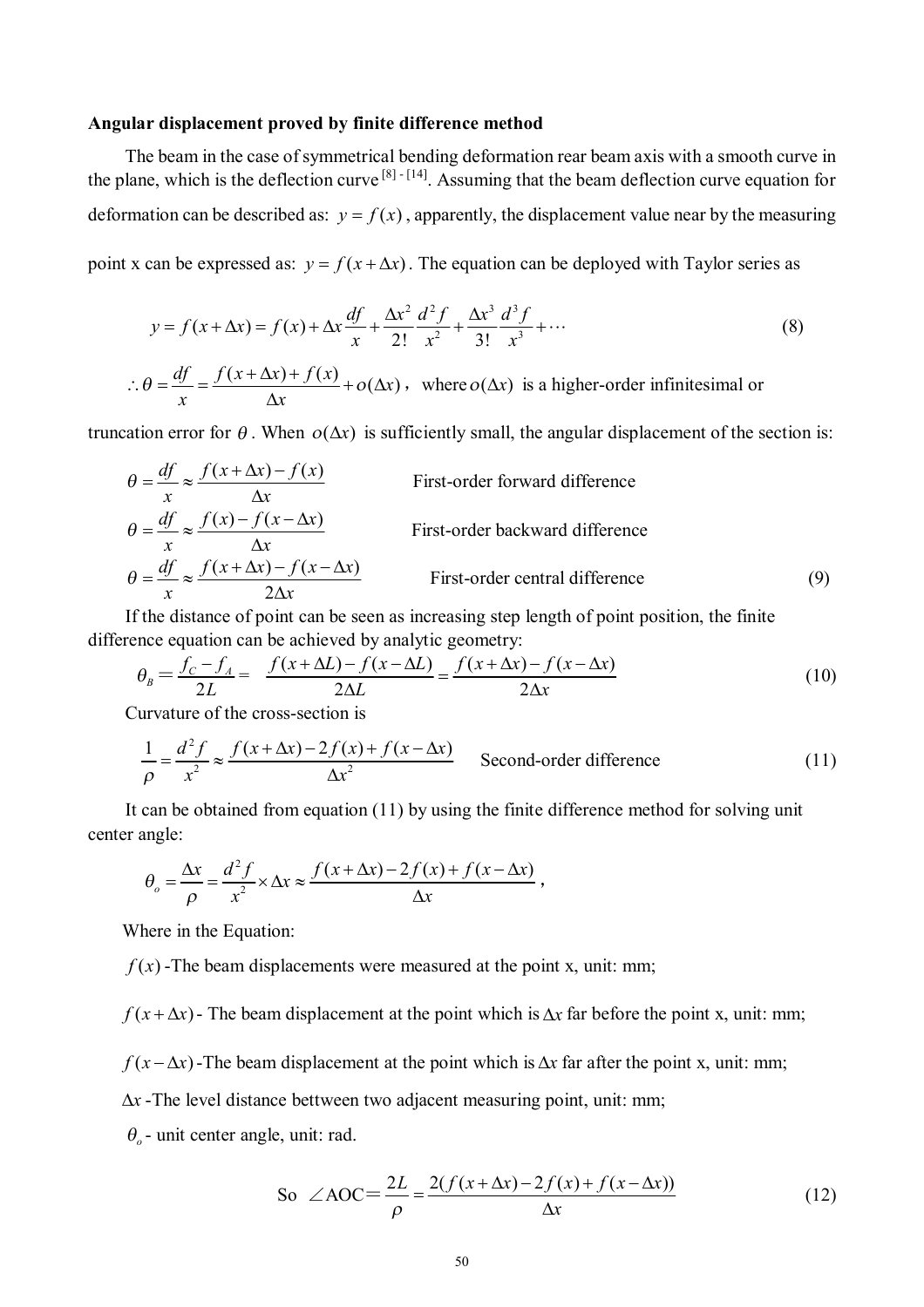**Angular displacement proved by finite difference method**

The beam in the case of symmetrical bending deformation rear beam axis with a smooth curve in the plane, which is the deflection curve [8] - [14]. Assuming that the beam deflection curve equation for deformation can be described as: $y = f(x)$, apparently, the displacement value near by the measuring point x can be expressed as: $y = f(x+\Delta x)$. The equation can be deployed with Taylor series as

$$y = f(x+\Delta x) = f(x) + \Delta x \frac{df}{x} + \frac{\Delta x^2}{2!}\frac{d^2 f}{x^2} + \frac{\Delta x^3}{3!}\frac{d^3 f}{x^3} + \cdots \tag{8}$$

$\therefore \theta = \dfrac{df}{x} = \dfrac{f(x+\Delta x) + f(x)}{\Delta x} + o(\Delta x)$, where $o(\Delta x)$ is a higher-order infinitesimal or truncation error for $\theta$. When $o(\Delta x)$ is sufficiently small, the angular displacement of the section is:

$$\theta = \frac{df}{x} \approx \frac{f(x+\Delta x) - f(x)}{\Delta x} \qquad \text{First-order forward difference}$$

$$\theta = \frac{df}{x} \approx \frac{f(x) - f(x-\Delta x)}{\Delta x} \qquad \text{First-order backward difference}$$

$$\theta = \frac{df}{x} \approx \frac{f(x+\Delta x) - f(x-\Delta x)}{2\Delta x} \qquad \text{First-order central difference} \tag{9}$$

If the distance of point can be seen as increasing step length of point position, the finite difference equation can be achieved by analytic geometry:

$$\theta_B = \frac{f_C - f_A}{2L} = \frac{f(x+\Delta L) - f(x-\Delta L)}{2\Delta L} = \frac{f(x+\Delta x) - f(x-\Delta x)}{2\Delta x} \tag{10}$$

Curvature of the cross-section is

$$\frac{1}{\rho} = \frac{d^2 f}{x^2} \approx \frac{f(x+\Delta x) - 2f(x) + f(x-\Delta x)}{\Delta x^2} \qquad \text{Second-order difference} \tag{11}$$

It can be obtained from equation (11) by using the finite difference method for solving unit center angle:

$$\theta_o = \frac{\Delta x}{\rho} = \frac{d^2 f}{x^2} \times \Delta x \approx \frac{f(x+\Delta x) - 2f(x) + f(x-\Delta x)}{\Delta x},$$

Where in the Equation:

$f(x)$ -The beam displacements were measured at the point x, unit: mm;

$f(x+\Delta x)$ - The beam displacement at the point which is $\Delta x$ far before the point x, unit: mm;

$f(x-\Delta x)$ -The beam displacement at the point which is $\Delta x$ far after the point x, unit: mm;

$\Delta x$ -The level distance bettween two adjacent measuring point, unit: mm;

$\theta_o$ - unit center angle, unit: rad.

$$\text{So } \angle \text{AOC} = \frac{2L}{\rho} = \frac{2(f(x+\Delta x) - 2f(x) + f(x-\Delta x))}{\Delta x} \tag{12}$$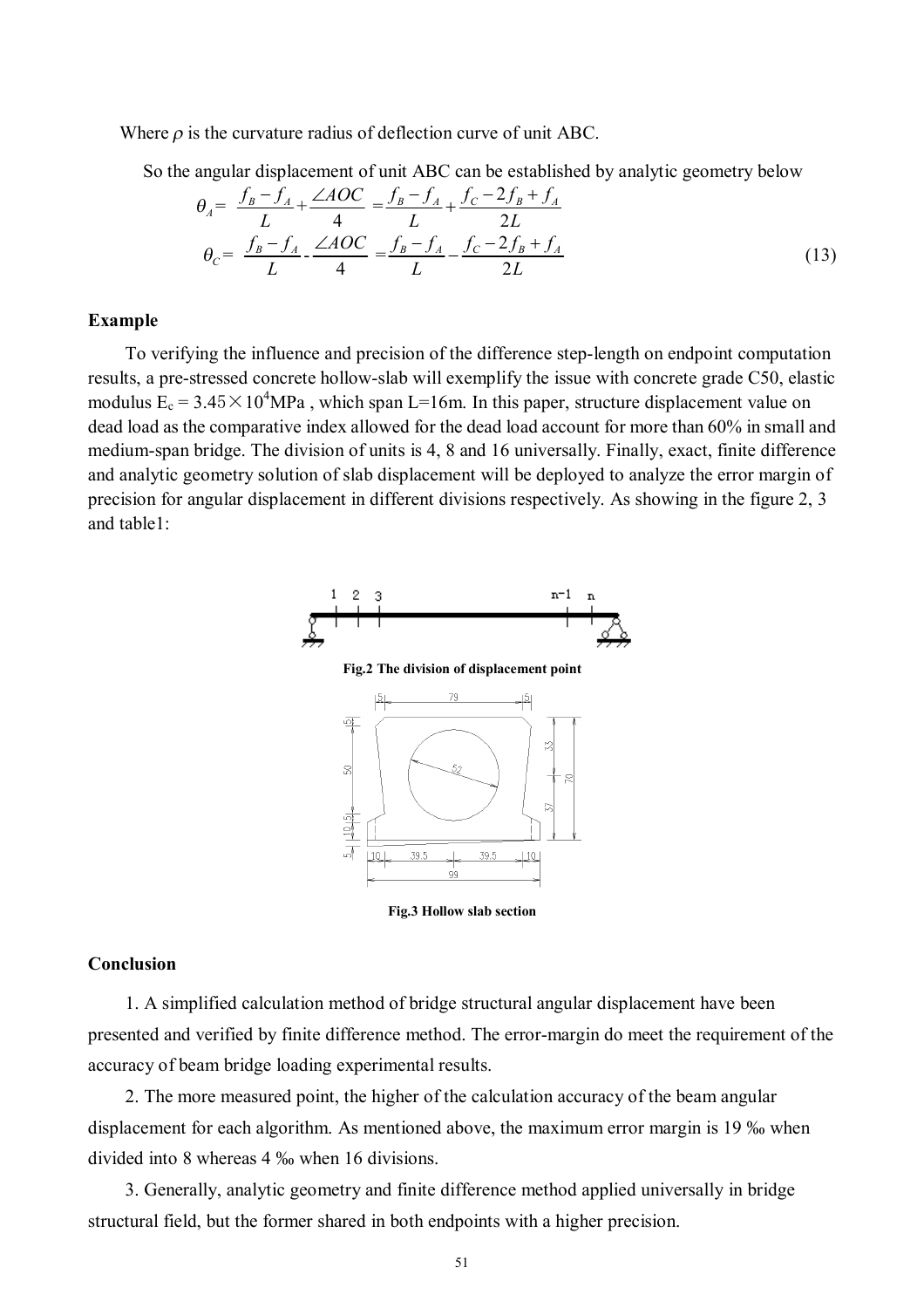Where $\rho$ is the curvature radius of deflection curve of unit ABC.

So the angular displacement of unit ABC can be established by analytic geometry below

$$
\begin{aligned}
\theta_A &= \frac{f_B - f_A}{L} + \frac{\angle AOC}{4} = \frac{f_B - f_A}{L} + \frac{f_C - 2f_B + f_A}{2L} \\
\theta_C &= \frac{f_B - f_A}{L} - \frac{\angle AOC}{4} = \frac{f_B - f_A}{L} - \frac{f_C - 2f_B + f_A}{2L}
\end{aligned}
\tag{13}
$$

### Example

To verifying the influence and precision of the difference step-length on endpoint computation results, a pre-stressed concrete hollow-slab will exemplify the issue with concrete grade C50, elastic modulus $E_c = 3.45\times10^4$MPa , which span L=16m. In this paper, structure displacement value on dead load as the comparative index allowed for the dead load account for more than 60% in small and medium-span bridge. The division of units is 4, 8 and 16 universally. Finally, exact, finite difference and analytic geometry solution of slab displacement will be deployed to analyze the error margin of precision for angular displacement in different divisions respectively. As showing in the figure 2, 3 and table1:

**Fig.2 The division of displacement point**

**Fig.3 Hollow slab section**

### Conclusion

1. A simplified calculation method of bridge structural angular displacement have been presented and verified by finite difference method. The error-margin do meet the requirement of the accuracy of beam bridge loading experimental results.

2. The more measured point, the higher of the calculation accuracy of the beam angular displacement for each algorithm. As mentioned above, the maximum error margin is 19 ‰ when divided into 8 whereas 4 ‰ when 16 divisions.

3. Generally, analytic geometry and finite difference method applied universally in bridge structural field, but the former shared in both endpoints with a higher precision.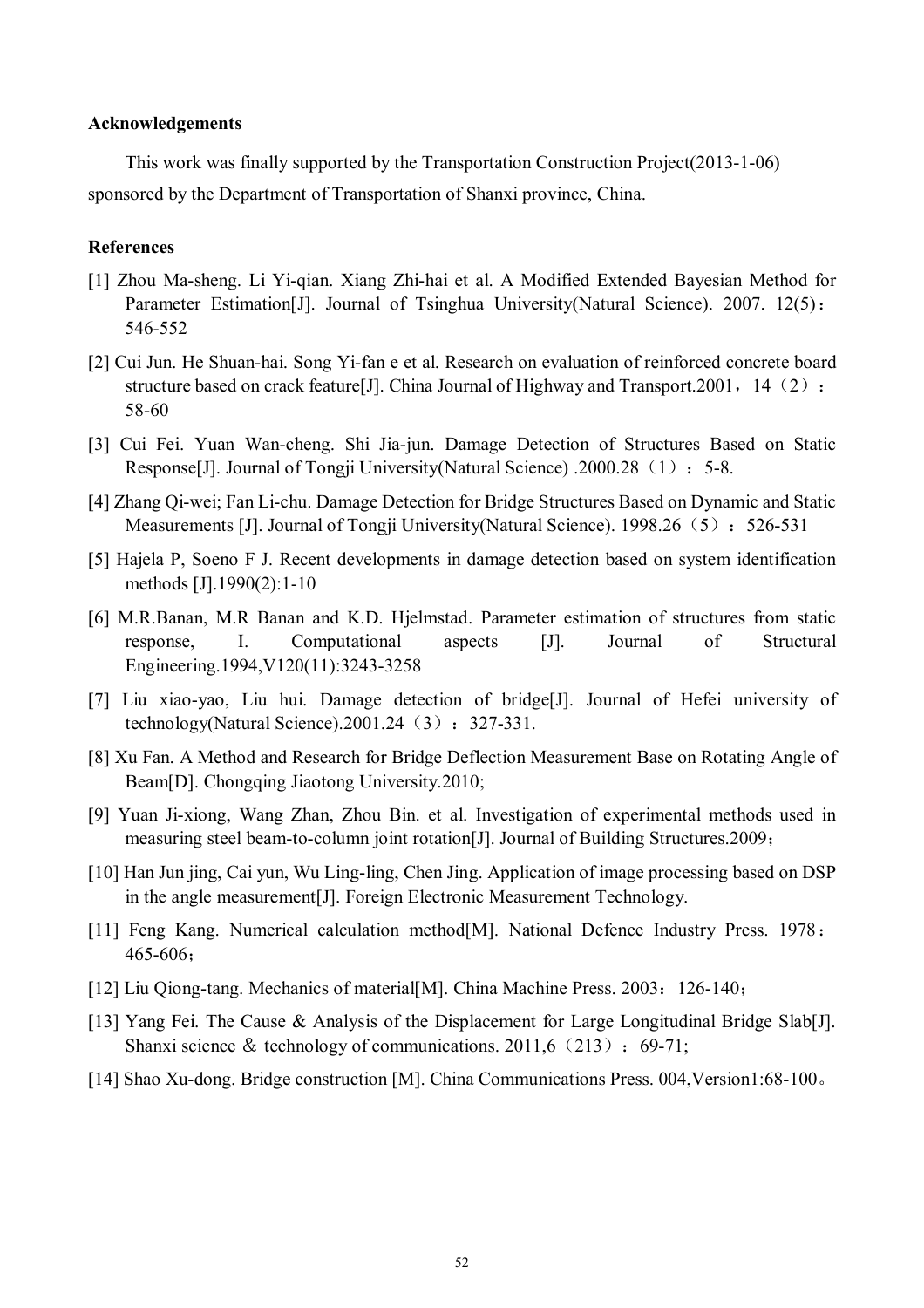### Acknowledgements

This work was finally supported by the Transportation Construction Project(2013-1-06) sponsored by the Department of Transportation of Shanxi province, China.

### References

[1] Zhou Ma-sheng. Li Yi-qian. Xiang Zhi-hai et al. A Modified Extended Bayesian Method for Parameter Estimation[J]. Journal of Tsinghua University(Natural Science). 2007. 12(5)：546-552

[2] Cui Jun. He Shuan-hai. Song Yi-fan e et al. Research on evaluation of reinforced concrete board structure based on crack feature[J]. China Journal of Highway and Transport.2001，14（2）：58-60

[3] Cui Fei. Yuan Wan-cheng. Shi Jia-jun. Damage Detection of Structures Based on Static Response[J]. Journal of Tongji University(Natural Science) .2000.28（1）：5-8.

[4] Zhang Qi-wei; Fan Li-chu. Damage Detection for Bridge Structures Based on Dynamic and Static Measurements [J]. Journal of Tongji University(Natural Science). 1998.26（5）：526-531

[5] Hajela P, Soeno F J. Recent developments in damage detection based on system identification methods [J].1990(2):1-10

[6] M.R.Banan, M.R Banan and K.D. Hjelmstad. Parameter estimation of structures from static response, I. Computational aspects [J]. Journal of Structural Engineering.1994,V120(11):3243-3258

[7] Liu xiao-yao, Liu hui. Damage detection of bridge[J]. Journal of Hefei university of technology(Natural Science).2001.24（3）：327-331.

[8] Xu Fan. A Method and Research for Bridge Deflection Measurement Base on Rotating Angle of Beam[D]. Chongqing Jiaotong University.2010;

[9] Yuan Ji-xiong, Wang Zhan, Zhou Bin. et al. Investigation of experimental methods used in measuring steel beam-to-column joint rotation[J]. Journal of Building Structures.2009；

[10] Han Jun jing, Cai yun, Wu Ling-ling, Chen Jing. Application of image processing based on DSP in the angle measurement[J]. Foreign Electronic Measurement Technology.

[11] Feng Kang. Numerical calculation method[M]. National Defence Industry Press. 1978：465-606；

[12] Liu Qiong-tang. Mechanics of material[M]. China Machine Press. 2003：126-140；

[13] Yang Fei. The Cause & Analysis of the Displacement for Large Longitudinal Bridge Slab[J]. Shanxi science ＆ technology of communications. 2011,6（213）：69-71;

[14] Shao Xu-dong. Bridge construction [M]. China Communications Press. 004,Version1:68-100。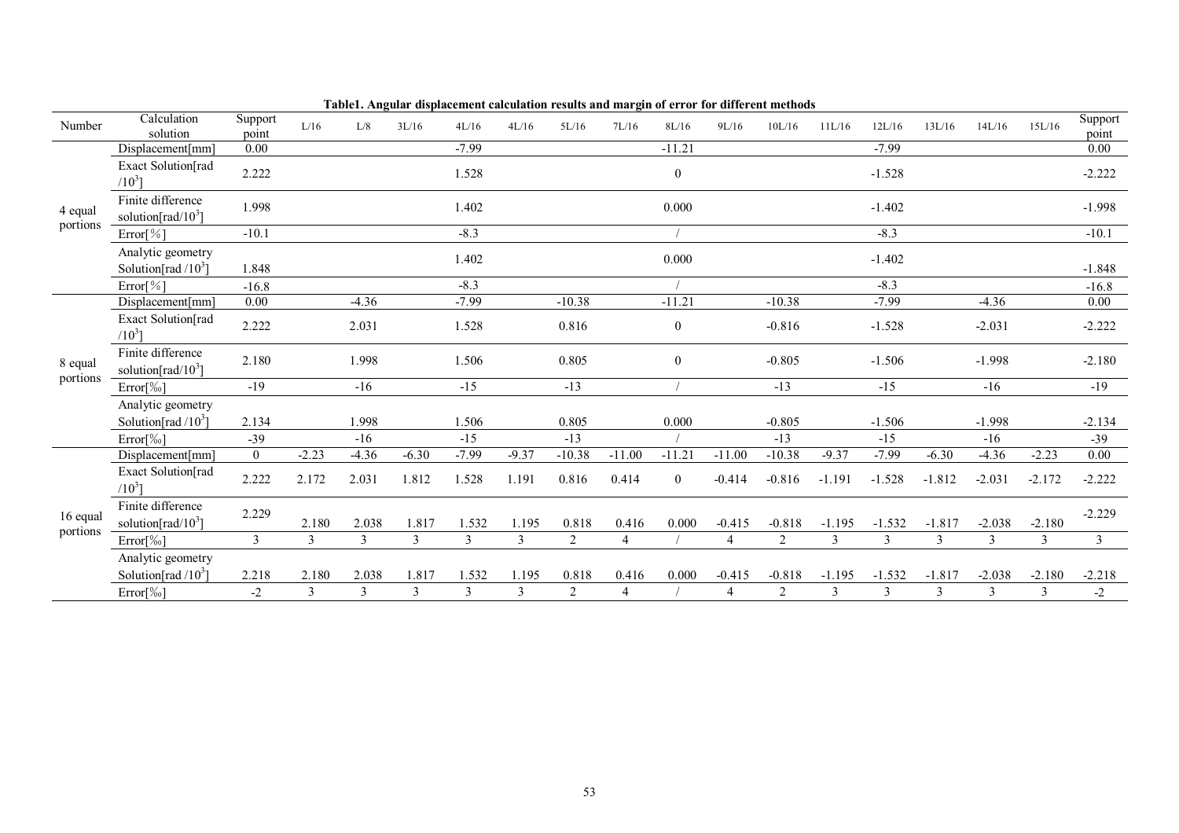**Table1. Angular displacement calculation results and margin of error for different methods**

| Number | Calculation solution | Support point | L/16 | L/8 | 3L/16 | 4L/16 | 4L/16 | 5L/16 | 7L/16 | 8L/16 | 9L/16 | 10L/16 | 11L/16 | 12L/16 | 13L/16 | 14L/16 | 15L/16 | Support point |
|---|---|---|---|---|---|---|---|---|---|---|---|---|---|---|---|---|---|---|
| 4 equal portions | Displacement[mm] | 0.00 | | | | -7.99 | | | | -11.21 | | | | -7.99 | | | | 0.00 |
| | Exact Solution[rad /$10^3$] | 2.222 | | | | 1.528 | | | | 0 | | | | -1.528 | | | | -2.222 |
| | Finite difference solution[rad/$10^3$] | 1.998 | | | | 1.402 | | | | 0.000 | | | | -1.402 | | | | -1.998 |
| | Error[%] | -10.1 | | | | -8.3 | | | | / | | | | -8.3 | | | | -10.1 |
| | Analytic geometry Solution[rad /$10^3$] | 1.848 | | | | 1.402 | | | | 0.000 | | | | -1.402 | | | | -1.848 |
| | Error[%] | -16.8 | | | | -8.3 | | | | / | | | | -8.3 | | | | -16.8 |
| 8 equal portions | Displacement[mm] | 0.00 | | -4.36 | | -7.99 | | -10.38 | | -11.21 | | -10.38 | | -7.99 | | -4.36 | | 0.00 |
| | Exact Solution[rad /$10^3$] | 2.222 | | 2.031 | | 1.528 | | 0.816 | | 0 | | -0.816 | | -1.528 | | -2.031 | | -2.222 |
| | Finite difference solution[rad/$10^3$] | 2.180 | | 1.998 | | 1.506 | | 0.805 | | 0 | | -0.805 | | -1.506 | | -1.998 | | -2.180 |
| | Error[‰] | -19 | | -16 | | -15 | | -13 | | / | | -13 | | -15 | | -16 | | -19 |
| | Analytic geometry Solution[rad /$10^3$] | 2.134 | | 1.998 | | 1.506 | | 0.805 | | 0.000 | | -0.805 | | -1.506 | | -1.998 | | -2.134 |
| | Error[‰] | -39 | | -16 | | -15 | | -13 | | / | | -13 | | -15 | | -16 | | -39 |
| 16 equal portions | Displacement[mm] | 0 | -2.23 | -4.36 | -6.30 | -7.99 | -9.37 | -10.38 | -11.00 | -11.21 | -11.00 | -10.38 | -9.37 | -7.99 | -6.30 | -4.36 | -2.23 | 0.00 |
| | Exact Solution[rad /$10^3$] | 2.222 | 2.172 | 2.031 | 1.812 | 1.528 | 1.191 | 0.816 | 0.414 | 0 | -0.414 | -0.816 | -1.191 | -1.528 | -1.812 | -2.031 | -2.172 | -2.222 |
| | Finite difference solution[rad/$10^3$] | 2.229 | 2.180 | 2.038 | 1.817 | 1.532 | 1.195 | 0.818 | 0.416 | 0.000 | -0.415 | -0.818 | -1.195 | -1.532 | -1.817 | -2.038 | -2.180 | -2.229 |
| | Error[‰] | 3 | 3 | 3 | 3 | 3 | 3 | 2 | 4 | / | 4 | 2 | 3 | 3 | 3 | 3 | 3 | 3 |
| | Analytic geometry Solution[rad /$10^3$] | 2.218 | 2.180 | 2.038 | 1.817 | 1.532 | 1.195 | 0.818 | 0.416 | 0.000 | -0.415 | -0.818 | -1.195 | -1.532 | -1.817 | -2.038 | -2.180 | -2.218 |
| | Error[‰] | -2 | 3 | 3 | 3 | 3 | 3 | 2 | 4 | / | 4 | 2 | 3 | 3 | 3 | 3 | 3 | -2 |